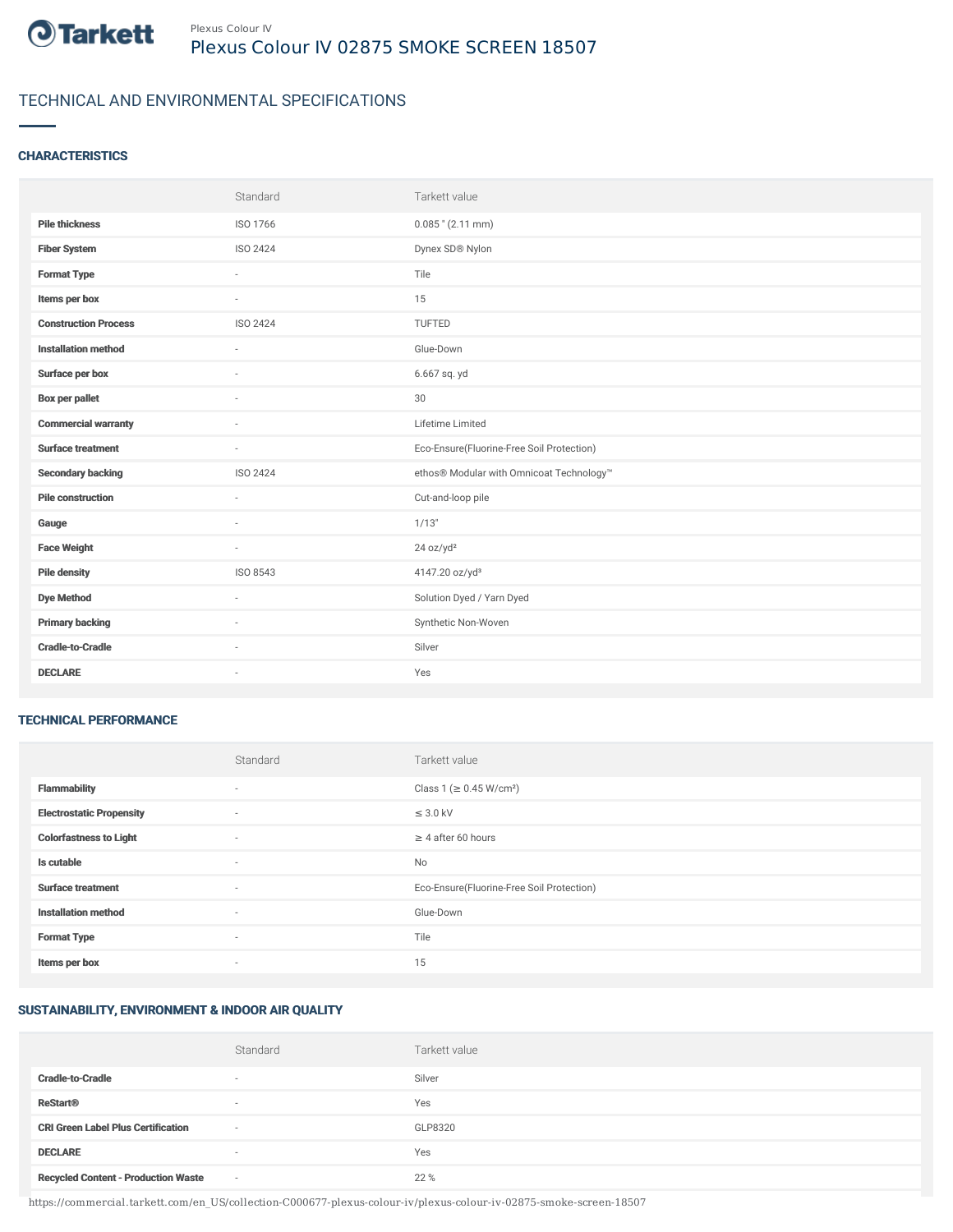Plexus Colour IV

# Plexus Colour IV 02875 SMOKE SCREEN 18507

## TECHNICAL AND ENVIRONMENTAL SPECIFICATIONS

### CHARACTERISTICS

| | Standard | Tarkett value |
|---|---|---|
| **Pile thickness** | ISO 1766 | 0.085 " (2.11 mm) |
| **Fiber System** | ISO 2424 | Dynex SD® Nylon |
| **Format Type** | - | Tile |
| **Items per box** | - | 15 |
| **Construction Process** | ISO 2424 | TUFTED |
| **Installation method** | - | Glue-Down |
| **Surface per box** | - | 6.667 sq. yd |
| **Box per pallet** | - | 30 |
| **Commercial warranty** | - | Lifetime Limited |
| **Surface treatment** | - | Eco-Ensure(Fluorine-Free Soil Protection) |
| **Secondary backing** | ISO 2424 | ethos® Modular with Omnicoat Technology™ |
| **Pile construction** | - | Cut-and-loop pile |
| **Gauge** | - | 1/13" |
| **Face Weight** | - | 24 oz/yd² |
| **Pile density** | ISO 8543 | 4147.20 oz/yd³ |
| **Dye Method** | - | Solution Dyed / Yarn Dyed |
| **Primary backing** | - | Synthetic Non-Woven |
| **Cradle-to-Cradle** | - | Silver |
| **DECLARE** | - | Yes |

### TECHNICAL PERFORMANCE

| | Standard | Tarkett value |
|---|---|---|
| **Flammability** | - | Class 1 (≥ 0.45 W/cm²) |
| **Electrostatic Propensity** | - | ≤ 3.0 kV |
| **Colorfastness to Light** | - | ≥ 4 after 60 hours |
| **Is cutable** | - | No |
| **Surface treatment** | - | Eco-Ensure(Fluorine-Free Soil Protection) |
| **Installation method** | - | Glue-Down |
| **Format Type** | - | Tile |
| **Items per box** | - | 15 |

### SUSTAINABILITY, ENVIRONMENT & INDOOR AIR QUALITY

| | Standard | Tarkett value |
|---|---|---|
| **Cradle-to-Cradle** | - | Silver |
| **ReStart®** | - | Yes |
| **CRI Green Label Plus Certification** | - | GLP8320 |
| **DECLARE** | - | Yes |
| **Recycled Content - Production Waste** | - | 22 % |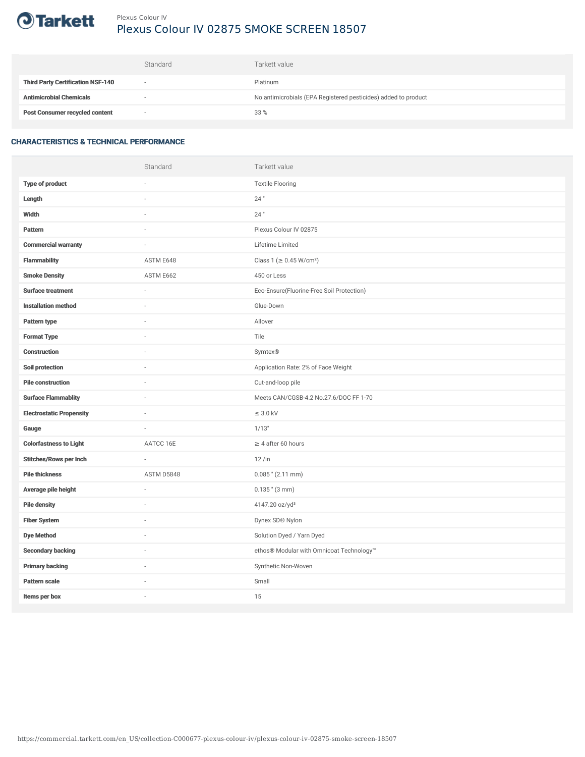Plexus Colour IV

# Plexus Colour IV 02875 SMOKE SCREEN 18507

| | Standard | Tarkett value |
|---|---|---|
| **Third Party Certification NSF-140** | - | Platinum |
| **Antimicrobial Chemicals** | - | No antimicrobials (EPA Registered pesticides) added to product |
| **Post Consumer recycled content** | - | 33 % |

## CHARACTERISTICS & TECHNICAL PERFORMANCE

| | Standard | Tarkett value |
|---|---|---|
| **Type of product** | - | Textile Flooring |
| **Length** | - | 24 " |
| **Width** | - | 24 " |
| **Pattern** | - | Plexus Colour IV 02875 |
| **Commercial warranty** | - | Lifetime Limited |
| **Flammability** | ASTM E648 | Class 1 (≥ 0.45 W/cm²) |
| **Smoke Density** | ASTM E662 | 450 or Less |
| **Surface treatment** | - | Eco-Ensure(Fluorine-Free Soil Protection) |
| **Installation method** | - | Glue-Down |
| **Pattern type** | - | Allover |
| **Format Type** | - | Tile |
| **Construction** | - | Symtex® |
| **Soil protection** | - | Application Rate: 2% of Face Weight |
| **Pile construction** | - | Cut-and-loop pile |
| **Surface Flammablity** | - | Meets CAN/CGSB-4.2 No.27.6/DOC FF 1-70 |
| **Electrostatic Propensity** | - | ≤ 3.0 kV |
| **Gauge** | - | 1/13" |
| **Colorfastness to Light** | AATCC 16E | ≥ 4 after 60 hours |
| **Stitches/Rows per Inch** | - | 12 /in |
| **Pile thickness** | ASTM D5848 | 0.085 " (2.11 mm) |
| **Average pile height** | - | 0.135 " (3 mm) |
| **Pile density** | - | 4147.20 oz/yd³ |
| **Fiber System** | - | Dynex SD® Nylon |
| **Dye Method** | - | Solution Dyed / Yarn Dyed |
| **Secondary backing** | - | ethos® Modular with Omnicoat Technology™ |
| **Primary backing** | - | Synthetic Non-Woven |
| **Pattern scale** | - | Small |
| **Items per box** | - | 15 |